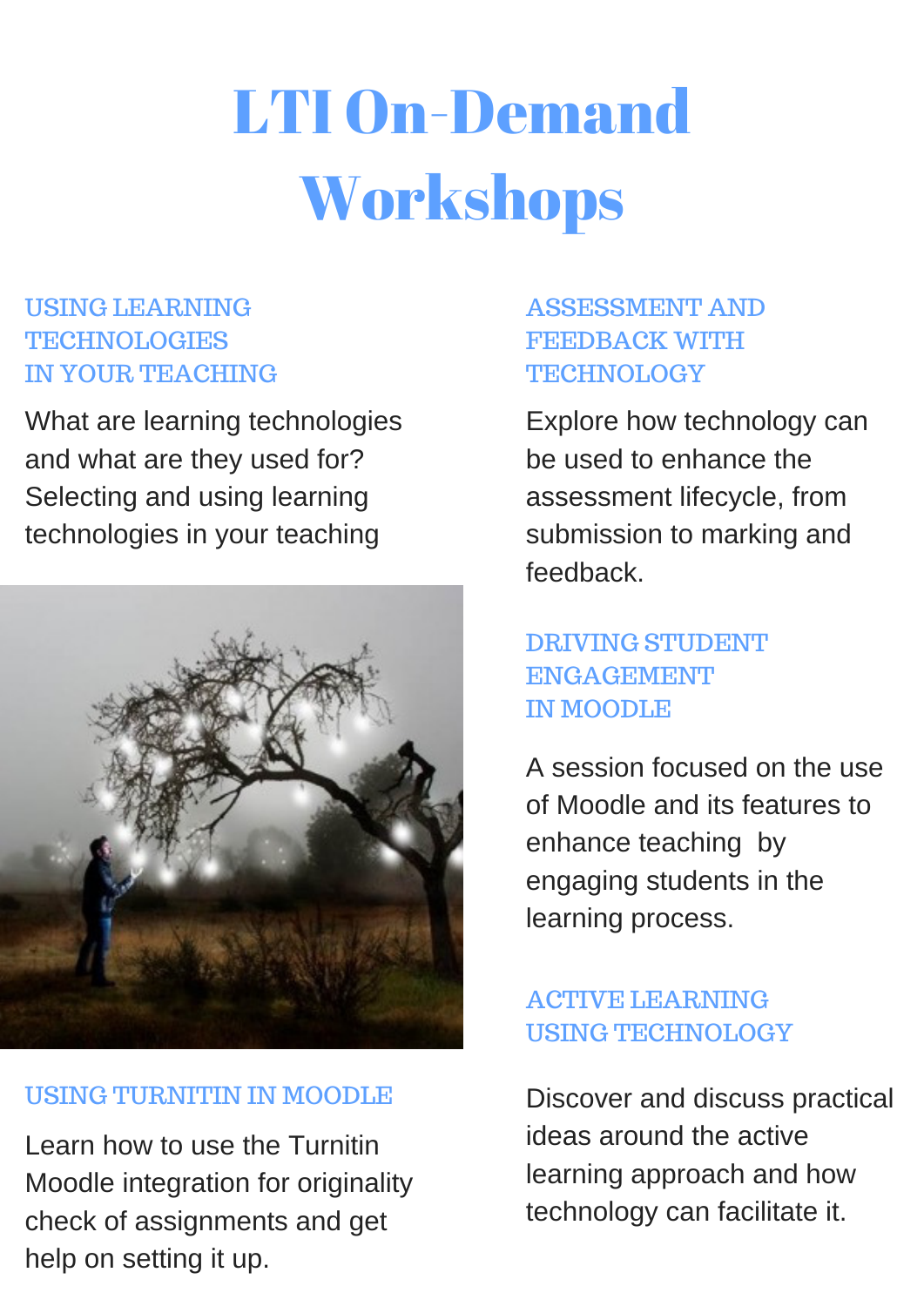# LTI On-Demand Workshops

## USING LEARNING TECHNOLOGIES IN YOUR TEACHING

What are learning technologies and what are they used for? Selecting and using learning technologies in your teaching

## USING TURNITIN IN MOODLE

Learn how to use the Turnitin Moodle integration for originality check of assignments and get help on setting it up.

## ASSESSMENT AND FEEDBACK WITH TECHNOLOGY

Explore how technology can be used to enhance the assessment lifecycle, from submission to marking and feedback.

## DRIVING STUDENT ENGAGEMENT IN MOODLE

A session focused on the use of Moodle and its features to enhance teaching by engaging students in the learning process.

## ACTIVE LEARNING USING TECHNOLOGY

Discover and discuss practical ideas around the active learning approach and how technology can facilitate it.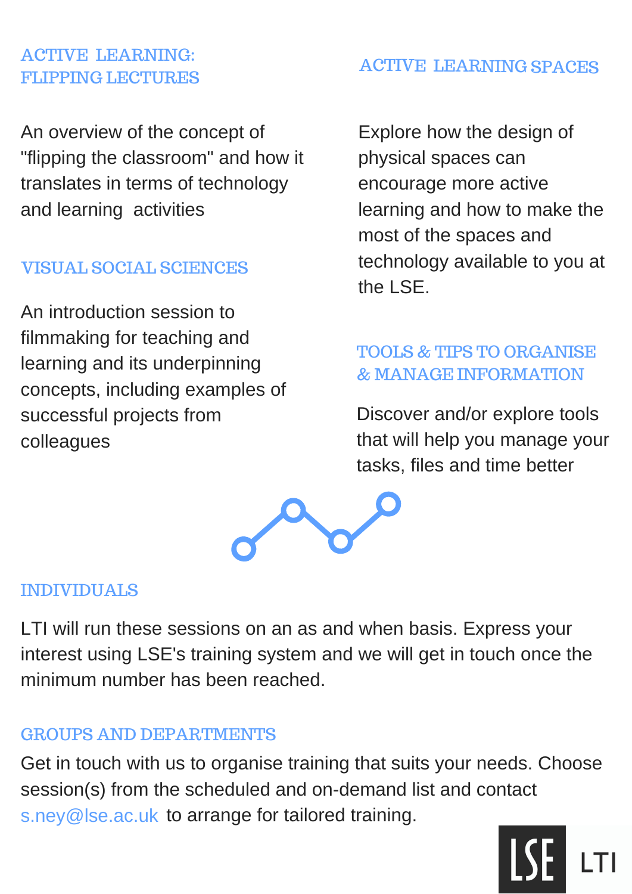## ACTIVE LEARNING: FLIPPING LECTURES

An overview of the concept of "flipping the classroom" and how it translates in terms of technology and learning activities

## VISUAL SOCIAL SCIENCES

An introduction session to filmmaking for teaching and learning and its underpinning concepts, including examples of successful projects from colleagues

## ACTIVE LEARNING SPACES

Explore how the design of physical spaces can encourage more active learning and how to make the most of the spaces and technology available to you at the LSE.

## TOOLS & TIPS TO ORGANISE & MANAGE INFORMATION

Discover and/or explore tools that will help you manage your tasks, files and time better

## INDIVIDUALS

LTI will run these sessions on an as and when basis. Express your interest using LSE's training system and we will get in touch once the minimum number has been reached.

## GROUPS AND DEPARTMENTS

Get in touch with us to organise training that suits your needs. Choose session(s) from the scheduled and on-demand list and contact s.ney@lse.ac.uk to arrange for tailored training.

LSE LTI